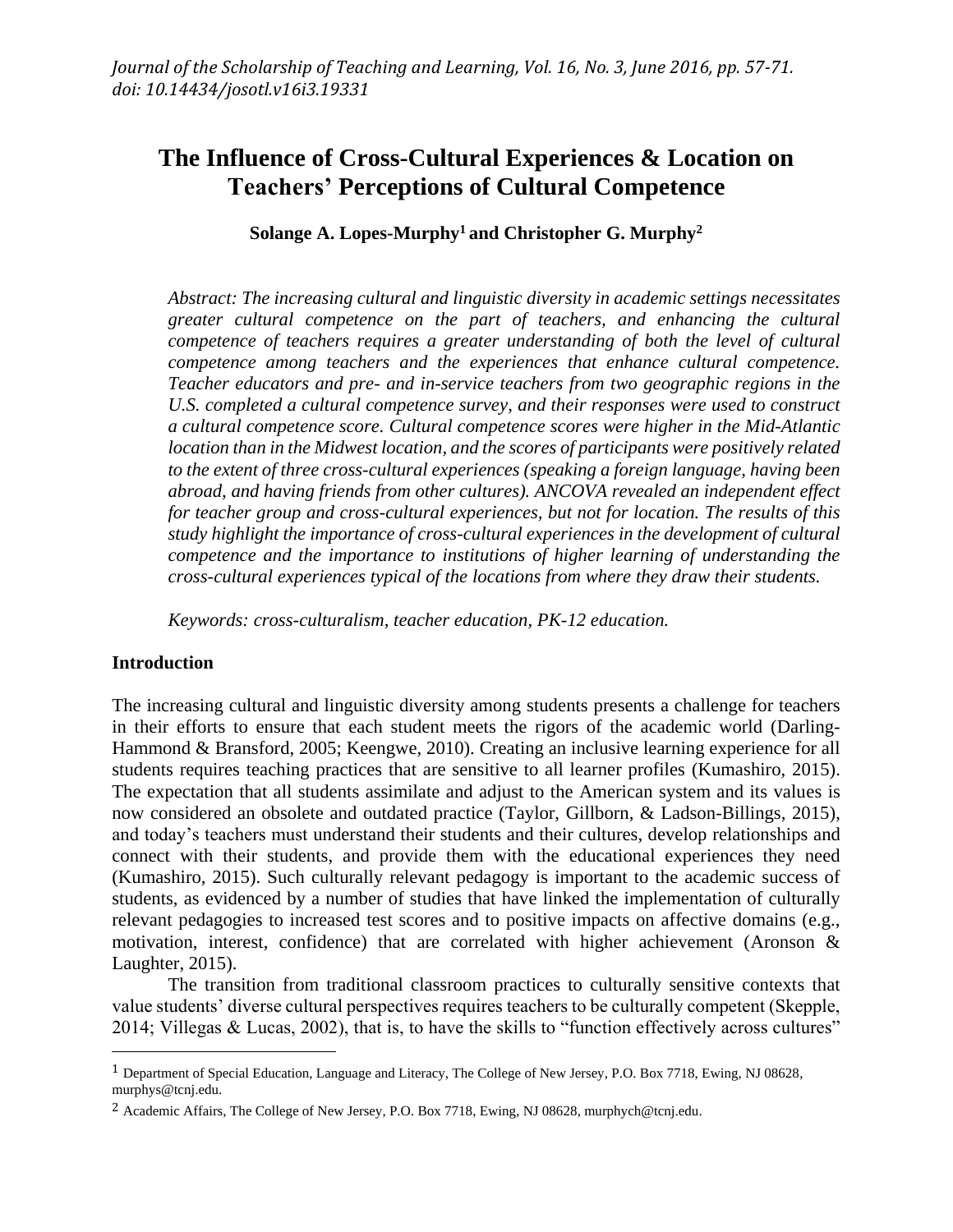# The Influence of Cross-Cultural Experiences & Location on Teachers' Perceptions of Cultural Competence

**Solange A. Lopes-Murphy[1] and Christopher G. Murphy[2]**

*Abstract: The increasing cultural and linguistic diversity in academic settings necessitates greater cultural competence on the part of teachers, and enhancing the cultural competence of teachers requires a greater understanding of both the level of cultural competence among teachers and the experiences that enhance cultural competence. Teacher educators and pre- and in-service teachers from two geographic regions in the U.S. completed a cultural competence survey, and their responses were used to construct a cultural competence score. Cultural competence scores were higher in the Mid-Atlantic location than in the Midwest location, and the scores of participants were positively related to the extent of three cross-cultural experiences (speaking a foreign language, having been abroad, and having friends from other cultures). ANCOVA revealed an independent effect for teacher group and cross-cultural experiences, but not for location. The results of this study highlight the importance of cross-cultural experiences in the development of cultural competence and the importance to institutions of higher learning of understanding the cross-cultural experiences typical of the locations from where they draw their students.*

*Keywords: cross-culturalism, teacher education, PK-12 education.*

## Introduction

The increasing cultural and linguistic diversity among students presents a challenge for teachers in their efforts to ensure that each student meets the rigors of the academic world (Darling-Hammond & Bransford, 2005; Keengwe, 2010). Creating an inclusive learning experience for all students requires teaching practices that are sensitive to all learner profiles (Kumashiro, 2015). The expectation that all students assimilate and adjust to the American system and its values is now considered an obsolete and outdated practice (Taylor, Gillborn, & Ladson-Billings, 2015), and today's teachers must understand their students and their cultures, develop relationships and connect with their students, and provide them with the educational experiences they need (Kumashiro, 2015). Such culturally relevant pedagogy is important to the academic success of students, as evidenced by a number of studies that have linked the implementation of culturally relevant pedagogies to increased test scores and to positive impacts on affective domains (e.g., motivation, interest, confidence) that are correlated with higher achievement (Aronson & Laughter, 2015).

The transition from traditional classroom practices to culturally sensitive contexts that value students' diverse cultural perspectives requires teachers to be culturally competent (Skepple, 2014; Villegas & Lucas, 2002), that is, to have the skills to "function effectively across cultures"

[1] Department of Special Education, Language and Literacy, The College of New Jersey, P.O. Box 7718, Ewing, NJ 08628, murphys@tcnj.edu.

[2] Academic Affairs, The College of New Jersey, P.O. Box 7718, Ewing, NJ 08628, murphych@tcnj.edu.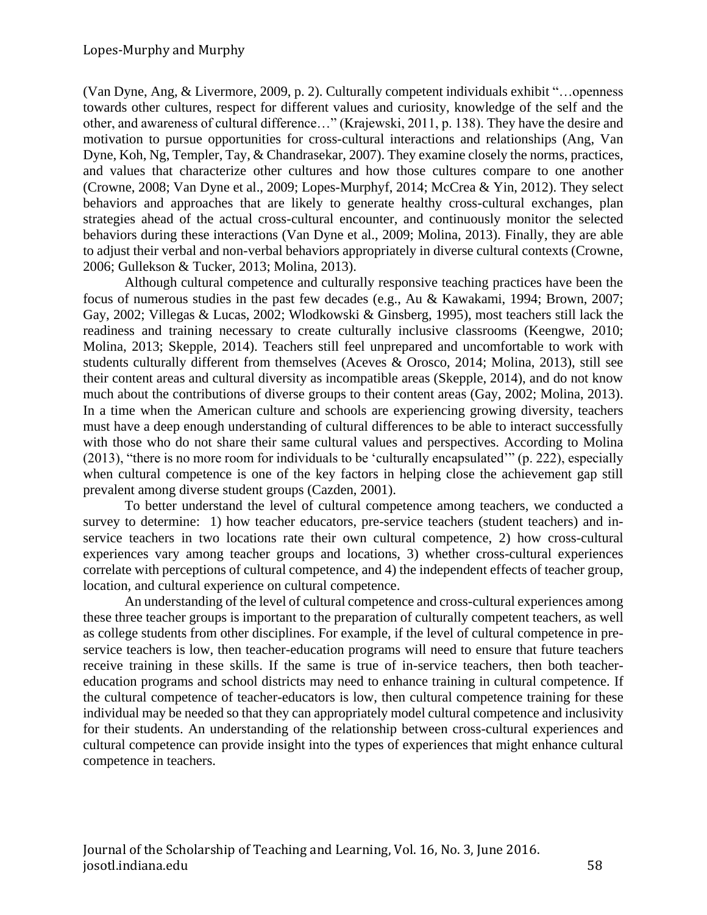(Van Dyne, Ang, & Livermore, 2009, p. 2). Culturally competent individuals exhibit "…openness towards other cultures, respect for different values and curiosity, knowledge of the self and the other, and awareness of cultural difference…" (Krajewski, 2011, p. 138). They have the desire and motivation to pursue opportunities for cross-cultural interactions and relationships (Ang, Van Dyne, Koh, Ng, Templer, Tay, & Chandrasekar, 2007). They examine closely the norms, practices, and values that characterize other cultures and how those cultures compare to one another (Crowne, 2008; Van Dyne et al., 2009; Lopes-Murphyf, 2014; McCrea & Yin, 2012). They select behaviors and approaches that are likely to generate healthy cross-cultural exchanges, plan strategies ahead of the actual cross-cultural encounter, and continuously monitor the selected behaviors during these interactions (Van Dyne et al., 2009; Molina, 2013). Finally, they are able to adjust their verbal and non-verbal behaviors appropriately in diverse cultural contexts (Crowne, 2006; Gullekson & Tucker, 2013; Molina, 2013).

Although cultural competence and culturally responsive teaching practices have been the focus of numerous studies in the past few decades (e.g., Au & Kawakami, 1994; Brown, 2007; Gay, 2002; Villegas & Lucas, 2002; Wlodkowski & Ginsberg, 1995), most teachers still lack the readiness and training necessary to create culturally inclusive classrooms (Keengwe, 2010; Molina, 2013; Skepple, 2014). Teachers still feel unprepared and uncomfortable to work with students culturally different from themselves (Aceves & Orosco, 2014; Molina, 2013), still see their content areas and cultural diversity as incompatible areas (Skepple, 2014), and do not know much about the contributions of diverse groups to their content areas (Gay, 2002; Molina, 2013). In a time when the American culture and schools are experiencing growing diversity, teachers must have a deep enough understanding of cultural differences to be able to interact successfully with those who do not share their same cultural values and perspectives. According to Molina (2013), "there is no more room for individuals to be 'culturally encapsulated'" (p. 222), especially when cultural competence is one of the key factors in helping close the achievement gap still prevalent among diverse student groups (Cazden, 2001).

To better understand the level of cultural competence among teachers, we conducted a survey to determine: 1) how teacher educators, pre-service teachers (student teachers) and in-service teachers in two locations rate their own cultural competence, 2) how cross-cultural experiences vary among teacher groups and locations, 3) whether cross-cultural experiences correlate with perceptions of cultural competence, and 4) the independent effects of teacher group, location, and cultural experience on cultural competence.

An understanding of the level of cultural competence and cross-cultural experiences among these three teacher groups is important to the preparation of culturally competent teachers, as well as college students from other disciplines. For example, if the level of cultural competence in pre-service teachers is low, then teacher-education programs will need to ensure that future teachers receive training in these skills. If the same is true of in-service teachers, then both teacher-education programs and school districts may need to enhance training in cultural competence. If the cultural competence of teacher-educators is low, then cultural competence training for these individual may be needed so that they can appropriately model cultural competence and inclusivity for their students. An understanding of the relationship between cross-cultural experiences and cultural competence can provide insight into the types of experiences that might enhance cultural competence in teachers.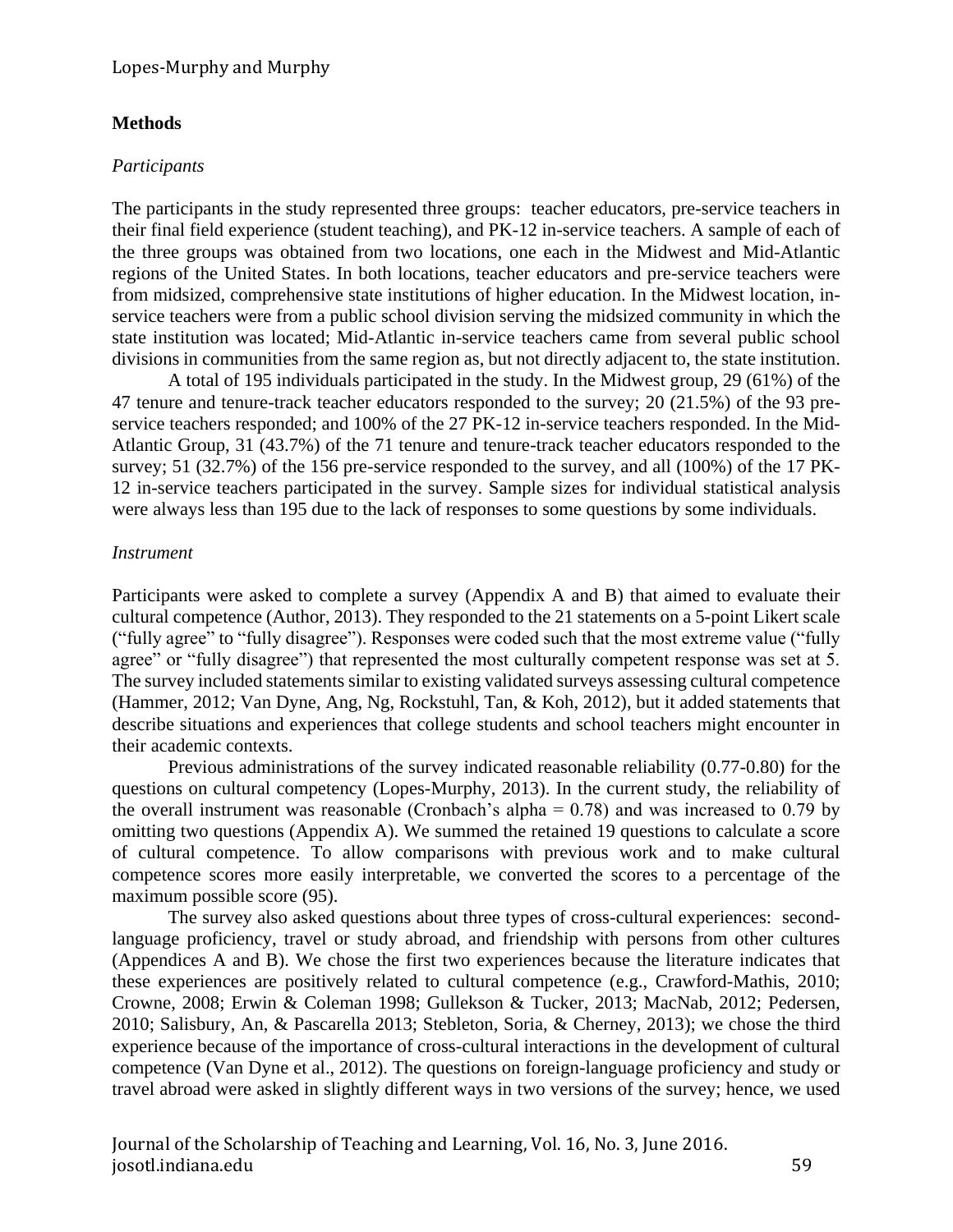## Methods

### *Participants*

The participants in the study represented three groups: teacher educators, pre-service teachers in their final field experience (student teaching), and PK-12 in-service teachers. A sample of each of the three groups was obtained from two locations, one each in the Midwest and Mid-Atlantic regions of the United States. In both locations, teacher educators and pre-service teachers were from midsized, comprehensive state institutions of higher education. In the Midwest location, in-service teachers were from a public school division serving the midsized community in which the state institution was located; Mid-Atlantic in-service teachers came from several public school divisions in communities from the same region as, but not directly adjacent to, the state institution.

A total of 195 individuals participated in the study. In the Midwest group, 29 (61%) of the 47 tenure and tenure-track teacher educators responded to the survey; 20 (21.5%) of the 93 pre-service teachers responded; and 100% of the 27 PK-12 in-service teachers responded. In the Mid-Atlantic Group, 31 (43.7%) of the 71 tenure and tenure-track teacher educators responded to the survey; 51 (32.7%) of the 156 pre-service responded to the survey, and all (100%) of the 17 PK-12 in-service teachers participated in the survey. Sample sizes for individual statistical analysis were always less than 195 due to the lack of responses to some questions by some individuals.

### *Instrument*

Participants were asked to complete a survey (Appendix A and B) that aimed to evaluate their cultural competence (Author, 2013). They responded to the 21 statements on a 5-point Likert scale ("fully agree" to "fully disagree"). Responses were coded such that the most extreme value ("fully agree" or "fully disagree") that represented the most culturally competent response was set at 5. The survey included statements similar to existing validated surveys assessing cultural competence (Hammer, 2012; Van Dyne, Ang, Ng, Rockstuhl, Tan, & Koh, 2012), but it added statements that describe situations and experiences that college students and school teachers might encounter in their academic contexts.

Previous administrations of the survey indicated reasonable reliability (0.77-0.80) for the questions on cultural competency (Lopes-Murphy, 2013). In the current study, the reliability of the overall instrument was reasonable (Cronbach's alpha = 0.78) and was increased to 0.79 by omitting two questions (Appendix A). We summed the retained 19 questions to calculate a score of cultural competence. To allow comparisons with previous work and to make cultural competence scores more easily interpretable, we converted the scores to a percentage of the maximum possible score (95).

The survey also asked questions about three types of cross-cultural experiences: second-language proficiency, travel or study abroad, and friendship with persons from other cultures (Appendices A and B). We chose the first two experiences because the literature indicates that these experiences are positively related to cultural competence (e.g., Crawford-Mathis, 2010; Crowne, 2008; Erwin & Coleman 1998; Gullekson & Tucker, 2013; MacNab, 2012; Pedersen, 2010; Salisbury, An, & Pascarella 2013; Stebleton, Soria, & Cherney, 2013); we chose the third experience because of the importance of cross-cultural interactions in the development of cultural competence (Van Dyne et al., 2012). The questions on foreign-language proficiency and study or travel abroad were asked in slightly different ways in two versions of the survey; hence, we used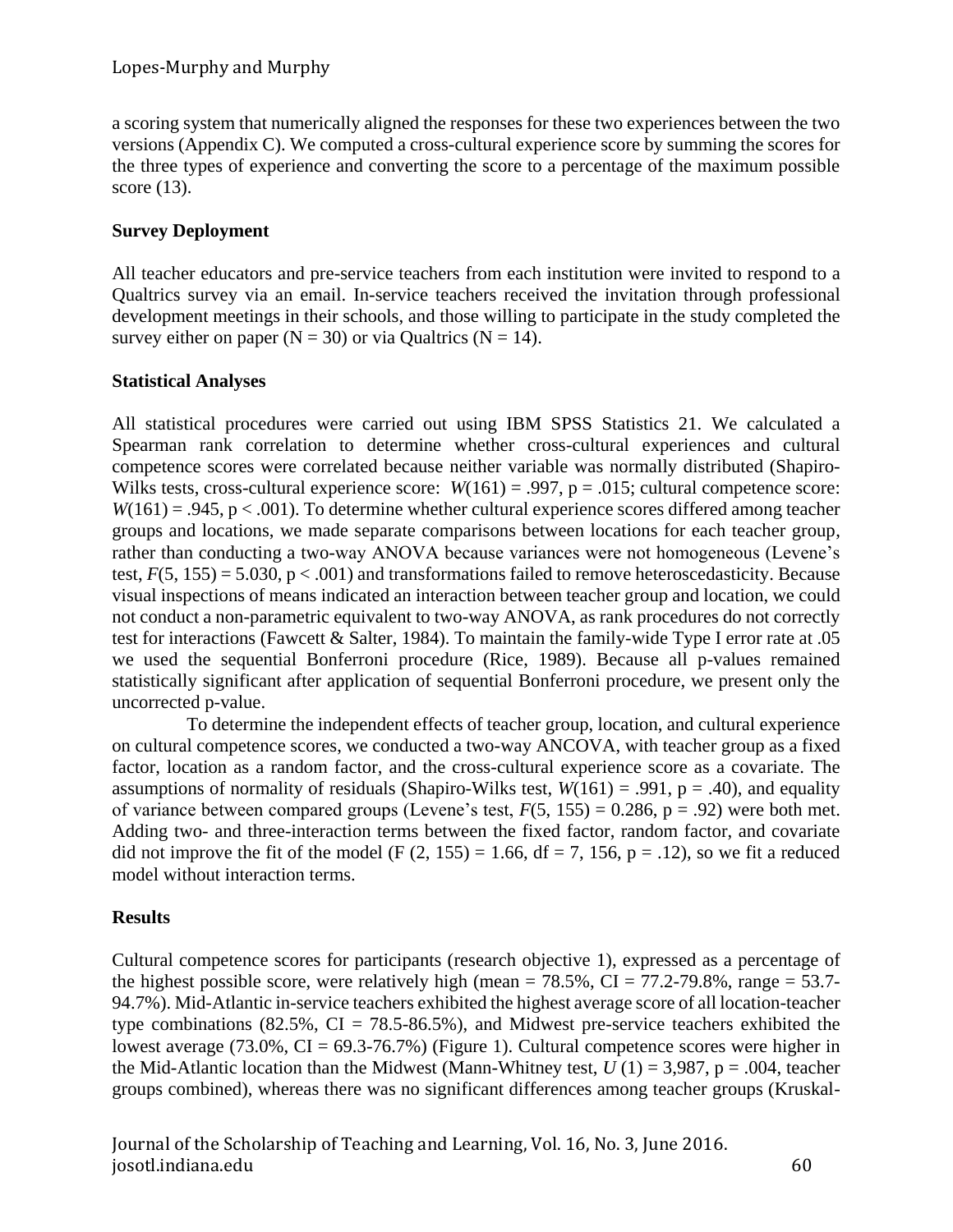a scoring system that numerically aligned the responses for these two experiences between the two versions (Appendix C). We computed a cross-cultural experience score by summing the scores for the three types of experience and converting the score to a percentage of the maximum possible score (13).

## Survey Deployment

All teacher educators and pre-service teachers from each institution were invited to respond to a Qualtrics survey via an email. In-service teachers received the invitation through professional development meetings in their schools, and those willing to participate in the study completed the survey either on paper ($N = 30$) or via Qualtrics ($N = 14$).

## Statistical Analyses

All statistical procedures were carried out using IBM SPSS Statistics 21. We calculated a Spearman rank correlation to determine whether cross-cultural experiences and cultural competence scores were correlated because neither variable was normally distributed (Shapiro-Wilks tests, cross-cultural experience score: $W(161) = .997$, $p = .015$; cultural competence score: $W(161) = .945$, $p < .001$). To determine whether cultural experience scores differed among teacher groups and locations, we made separate comparisons between locations for each teacher group, rather than conducting a two-way ANOVA because variances were not homogeneous (Levene's test, $F(5, 155) = 5.030$, $p < .001$) and transformations failed to remove heteroscedasticity. Because visual inspections of means indicated an interaction between teacher group and location, we could not conduct a non-parametric equivalent to two-way ANOVA, as rank procedures do not correctly test for interactions (Fawcett & Salter, 1984). To maintain the family-wide Type I error rate at .05 we used the sequential Bonferroni procedure (Rice, 1989). Because all p-values remained statistically significant after application of sequential Bonferroni procedure, we present only the uncorrected p-value.

To determine the independent effects of teacher group, location, and cultural experience on cultural competence scores, we conducted a two-way ANCOVA, with teacher group as a fixed factor, location as a random factor, and the cross-cultural experience score as a covariate. The assumptions of normality of residuals (Shapiro-Wilks test, $W(161) = .991$, $p = .40$), and equality of variance between compared groups (Levene's test, $F(5, 155) = 0.286$, $p = .92$) were both met. Adding two- and three-interaction terms between the fixed factor, random factor, and covariate did not improve the fit of the model ($F (2, 155) = 1.66$, $df = 7, 156$, $p = .12$), so we fit a reduced model without interaction terms.

## Results

Cultural competence scores for participants (research objective 1), expressed as a percentage of the highest possible score, were relatively high (mean = 78.5%, CI = 77.2-79.8%, range = 53.7-94.7%). Mid-Atlantic in-service teachers exhibited the highest average score of all location-teacher type combinations (82.5%, CI = 78.5-86.5%), and Midwest pre-service teachers exhibited the lowest average (73.0%, CI = 69.3-76.7%) (Figure 1). Cultural competence scores were higher in the Mid-Atlantic location than the Midwest (Mann-Whitney test, $U(1) = 3{,}987$, $p = .004$, teacher groups combined), whereas there was no significant differences among teacher groups (Kruskal-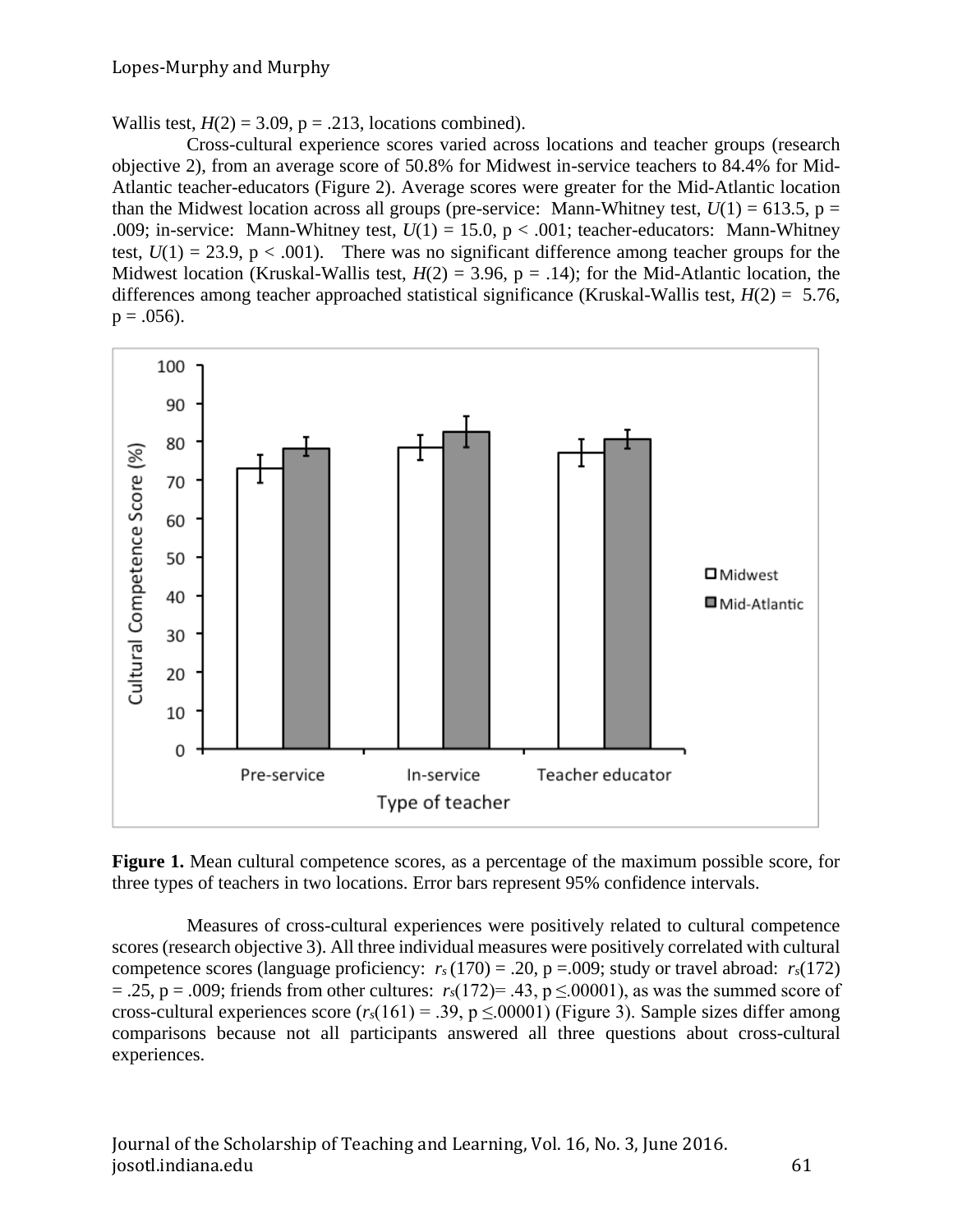Wallis test, $H(2) = 3.09$, p = .213, locations combined).

Cross-cultural experience scores varied across locations and teacher groups (research objective 2), from an average score of 50.8% for Midwest in-service teachers to 84.4% for Mid-Atlantic teacher-educators (Figure 2). Average scores were greater for the Mid-Atlantic location than the Midwest location across all groups (pre-service: Mann-Whitney test, $U(1) = 613.5$, p = .009; in-service: Mann-Whitney test, $U(1) = 15.0$, p < .001; teacher-educators: Mann-Whitney test, $U(1) = 23.9$, p < .001). There was no significant difference among teacher groups for the Midwest location (Kruskal-Wallis test, $H(2) = 3.96$, p = .14); for the Mid-Atlantic location, the differences among teacher approached statistical significance (Kruskal-Wallis test, $H(2) = 5.76$, p = .056).

**Figure 1.** Mean cultural competence scores, as a percentage of the maximum possible score, for three types of teachers in two locations. Error bars represent 95% confidence intervals.

Measures of cross-cultural experiences were positively related to cultural competence scores (research objective 3). All three individual measures were positively correlated with cultural competence scores (language proficiency: $r_s(170) = .20$, p =.009; study or travel abroad: $r_s(172) = .25$, p = .009; friends from other cultures: $r_s(172)= .43$, p ≤.00001), as was the summed score of cross-cultural experiences score ($r_s(161) = .39$, p ≤.00001) (Figure 3). Sample sizes differ among comparisons because not all participants answered all three questions about cross-cultural experiences.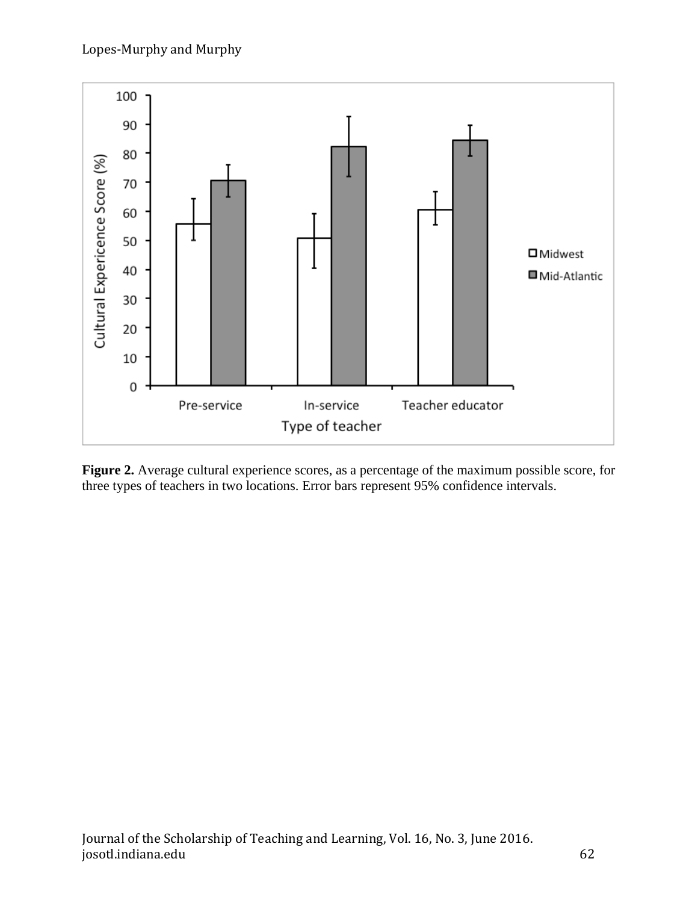**Figure 2.** Average cultural experience scores, as a percentage of the maximum possible score, for three types of teachers in two locations. Error bars represent 95% confidence intervals.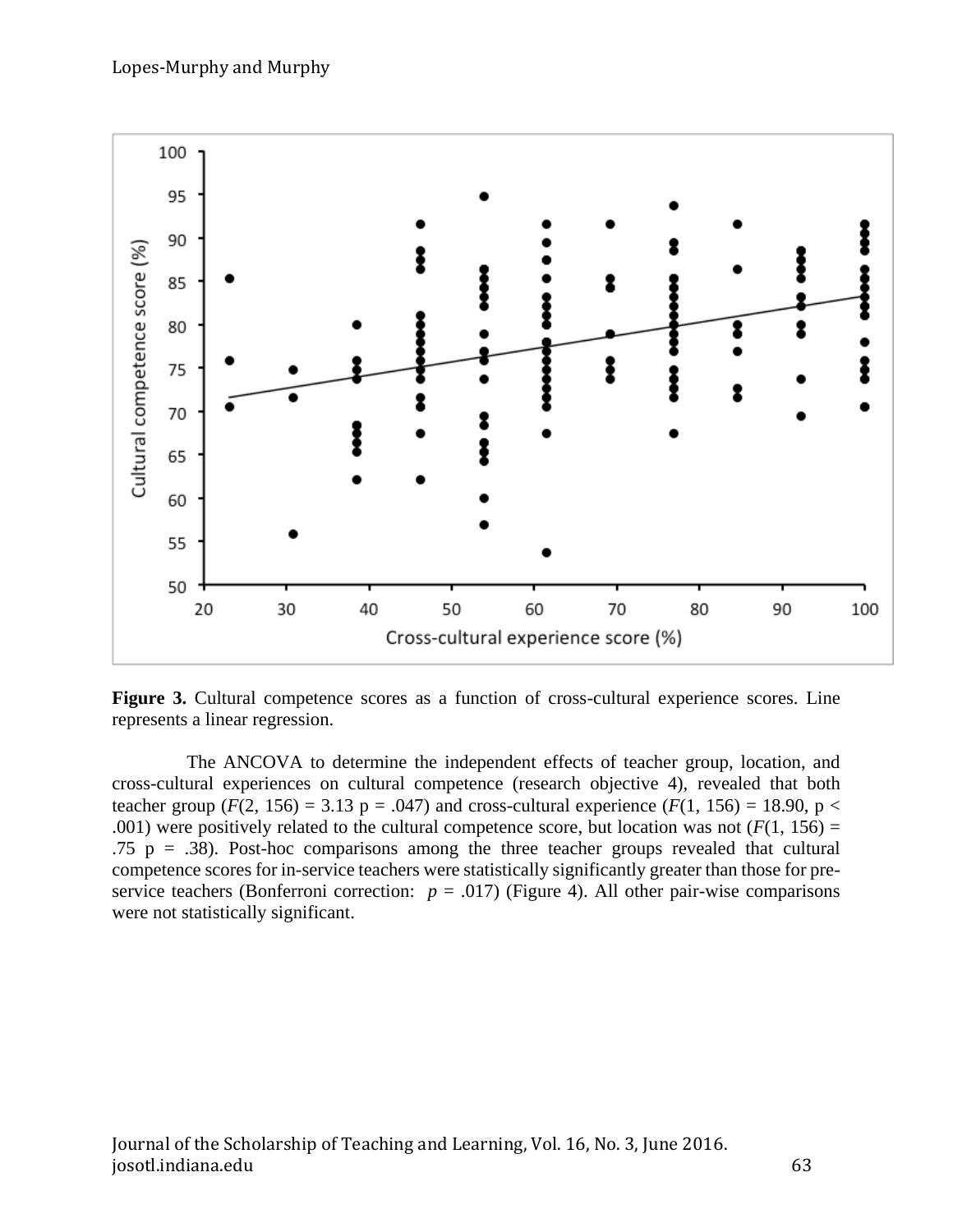**Figure 3.** Cultural competence scores as a function of cross-cultural experience scores. Line represents a linear regression.

The ANCOVA to determine the independent effects of teacher group, location, and cross-cultural experiences on cultural competence (research objective 4), revealed that both teacher group ($F(2, 156) = 3.13$ p = .047) and cross-cultural experience ($F(1, 156) = 18.90$, p < .001) were positively related to the cultural competence score, but location was not ($F(1, 156) =$ .75 p = .38). Post-hoc comparisons among the three teacher groups revealed that cultural competence scores for in-service teachers were statistically significantly greater than those for pre-service teachers (Bonferroni correction: $p = .017$) (Figure 4). All other pair-wise comparisons were not statistically significant.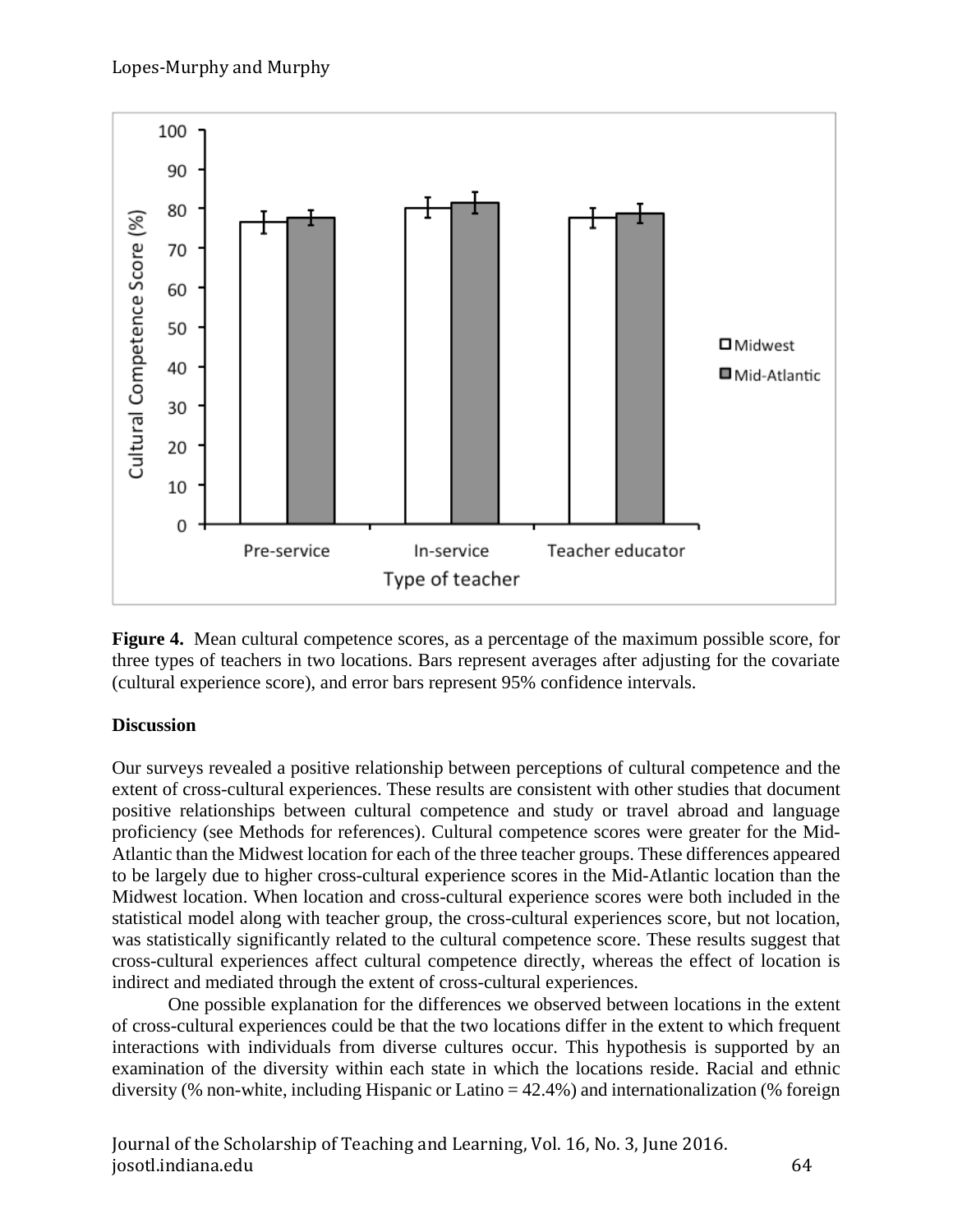**Figure 4.** Mean cultural competence scores, as a percentage of the maximum possible score, for three types of teachers in two locations. Bars represent averages after adjusting for the covariate (cultural experience score), and error bars represent 95% confidence intervals.

**Discussion**

Our surveys revealed a positive relationship between perceptions of cultural competence and the extent of cross-cultural experiences. These results are consistent with other studies that document positive relationships between cultural competence and study or travel abroad and language proficiency (see Methods for references). Cultural competence scores were greater for the Mid-Atlantic than the Midwest location for each of the three teacher groups. These differences appeared to be largely due to higher cross-cultural experience scores in the Mid-Atlantic location than the Midwest location. When location and cross-cultural experience scores were both included in the statistical model along with teacher group, the cross-cultural experiences score, but not location, was statistically significantly related to the cultural competence score. These results suggest that cross-cultural experiences affect cultural competence directly, whereas the effect of location is indirect and mediated through the extent of cross-cultural experiences.

One possible explanation for the differences we observed between locations in the extent of cross-cultural experiences could be that the two locations differ in the extent to which frequent interactions with individuals from diverse cultures occur. This hypothesis is supported by an examination of the diversity within each state in which the locations reside. Racial and ethnic diversity (% non-white, including Hispanic or Latino = 42.4%) and internationalization (% foreign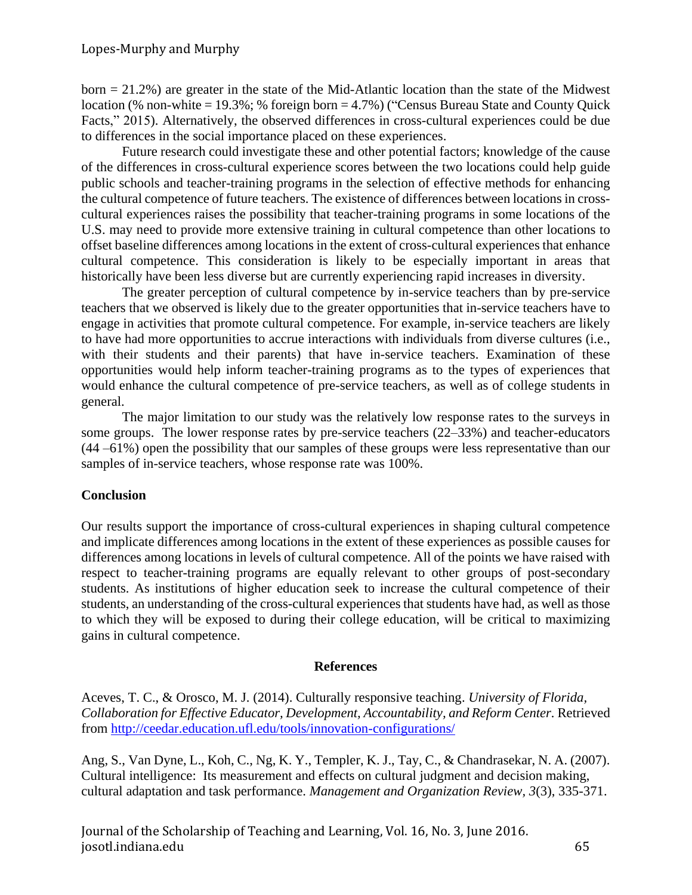born = 21.2%) are greater in the state of the Mid-Atlantic location than the state of the Midwest location (% non-white = 19.3%; % foreign born = 4.7%) ("Census Bureau State and County Quick Facts," 2015). Alternatively, the observed differences in cross-cultural experiences could be due to differences in the social importance placed on these experiences.

Future research could investigate these and other potential factors; knowledge of the cause of the differences in cross-cultural experience scores between the two locations could help guide public schools and teacher-training programs in the selection of effective methods for enhancing the cultural competence of future teachers. The existence of differences between locations in cross-cultural experiences raises the possibility that teacher-training programs in some locations of the U.S. may need to provide more extensive training in cultural competence than other locations to offset baseline differences among locations in the extent of cross-cultural experiences that enhance cultural competence. This consideration is likely to be especially important in areas that historically have been less diverse but are currently experiencing rapid increases in diversity.

The greater perception of cultural competence by in-service teachers than by pre-service teachers that we observed is likely due to the greater opportunities that in-service teachers have to engage in activities that promote cultural competence. For example, in-service teachers are likely to have had more opportunities to accrue interactions with individuals from diverse cultures (i.e., with their students and their parents) that have in-service teachers. Examination of these opportunities would help inform teacher-training programs as to the types of experiences that would enhance the cultural competence of pre-service teachers, as well as of college students in general.

The major limitation to our study was the relatively low response rates to the surveys in some groups. The lower response rates by pre-service teachers (22–33%) and teacher-educators (44 –61%) open the possibility that our samples of these groups were less representative than our samples of in-service teachers, whose response rate was 100%.

## Conclusion

Our results support the importance of cross-cultural experiences in shaping cultural competence and implicate differences among locations in the extent of these experiences as possible causes for differences among locations in levels of cultural competence. All of the points we have raised with respect to teacher-training programs are equally relevant to other groups of post-secondary students. As institutions of higher education seek to increase the cultural competence of their students, an understanding of the cross-cultural experiences that students have had, as well as those to which they will be exposed to during their college education, will be critical to maximizing gains in cultural competence.

## References

Aceves, T. C., & Orosco, M. J. (2014). Culturally responsive teaching. *University of Florida, Collaboration for Effective Educator, Development, Accountability, and Reform Center.* Retrieved from http://ceedar.education.ufl.edu/tools/innovation-configurations/

Ang, S., Van Dyne, L., Koh, C., Ng, K. Y., Templer, K. J., Tay, C., & Chandrasekar, N. A. (2007). Cultural intelligence: Its measurement and effects on cultural judgment and decision making, cultural adaptation and task performance. *Management and Organization Review*, *3*(3), 335-371.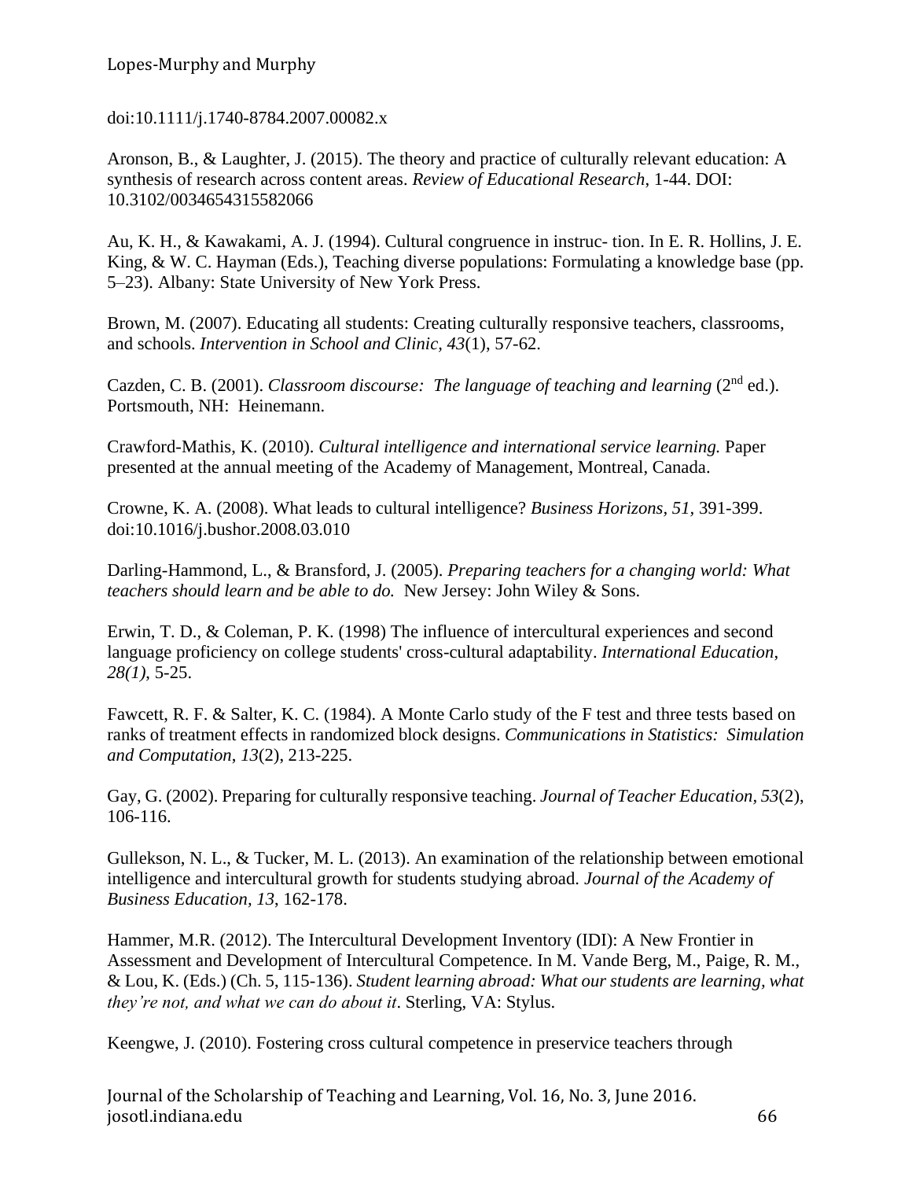doi:10.1111/j.1740-8784.2007.00082.x

Aronson, B., & Laughter, J. (2015). The theory and practice of culturally relevant education: A synthesis of research across content areas. *Review of Educational Research*, 1-44. DOI: 10.3102/0034654315582066

Au, K. H., & Kawakami, A. J. (1994). Cultural congruence in instruc- tion. In E. R. Hollins, J. E. King, & W. C. Hayman (Eds.), Teaching diverse populations: Formulating a knowledge base (pp. 5–23). Albany: State University of New York Press.

Brown, M. (2007). Educating all students: Creating culturally responsive teachers, classrooms, and schools. *Intervention in School and Clinic, 43*(1), 57-62.

Cazden, C. B. (2001). *Classroom discourse: The language of teaching and learning* (2nd ed.). Portsmouth, NH: Heinemann.

Crawford-Mathis, K. (2010). *Cultural intelligence and international service learning.* Paper presented at the annual meeting of the Academy of Management, Montreal, Canada.

Crowne, K. A. (2008). What leads to cultural intelligence? *Business Horizons*, *51*, 391-399. doi:10.1016/j.bushor.2008.03.010

Darling-Hammond, L., & Bransford, J. (2005). *Preparing teachers for a changing world: What teachers should learn and be able to do.* New Jersey: John Wiley & Sons.

Erwin, T. D., & Coleman, P. K. (1998) The influence of intercultural experiences and second language proficiency on college students' cross-cultural adaptability. *International Education*, *28(1)*, 5-25.

Fawcett, R. F. & Salter, K. C. (1984). A Monte Carlo study of the F test and three tests based on ranks of treatment effects in randomized block designs. *Communications in Statistics: Simulation and Computation*, *13*(2), 213-225.

Gay, G. (2002). Preparing for culturally responsive teaching. *Journal of Teacher Education, 53*(2), 106-116.

Gullekson, N. L., & Tucker, M. L. (2013). An examination of the relationship between emotional intelligence and intercultural growth for students studying abroad. *Journal of the Academy of Business Education*, *13*, 162-178.

Hammer, M.R. (2012). The Intercultural Development Inventory (IDI): A New Frontier in Assessment and Development of Intercultural Competence. In M. Vande Berg, M., Paige, R. M., & Lou, K. (Eds.) (Ch. 5, 115-136). *Student learning abroad: What our students are learning, what they're not, and what we can do about it*. Sterling, VA: Stylus.

Keengwe, J. (2010). Fostering cross cultural competence in preservice teachers through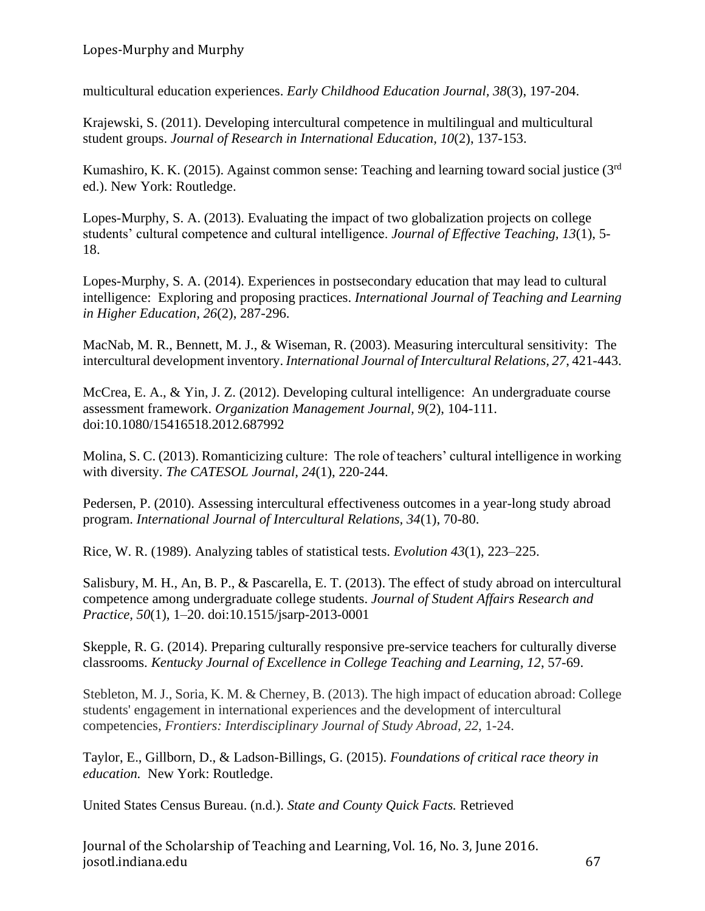multicultural education experiences. *Early Childhood Education Journal*, *38*(3), 197-204.

Krajewski, S. (2011). Developing intercultural competence in multilingual and multicultural student groups. *Journal of Research in International Education*, *10*(2), 137-153.

Kumashiro, K. K. (2015). Against common sense: Teaching and learning toward social justice (3rd ed.). New York: Routledge.

Lopes-Murphy, S. A. (2013). Evaluating the impact of two globalization projects on college students' cultural competence and cultural intelligence. *Journal of Effective Teaching*, *13*(1), 5-18.

Lopes-Murphy, S. A. (2014). Experiences in postsecondary education that may lead to cultural intelligence: Exploring and proposing practices. *International Journal of Teaching and Learning in Higher Education*, *26*(2), 287-296.

MacNab, M. R., Bennett, M. J., & Wiseman, R. (2003). Measuring intercultural sensitivity: The intercultural development inventory. *International Journal of Intercultural Relations*, *27*, 421-443.

McCrea, E. A., & Yin, J. Z. (2012). Developing cultural intelligence: An undergraduate course assessment framework. *Organization Management Journal*, *9*(2), 104-111. doi:10.1080/15416518.2012.687992

Molina, S. C. (2013). Romanticizing culture: The role of teachers' cultural intelligence in working with diversity. *The CATESOL Journal*, *24*(1), 220-244.

Pedersen, P. (2010). Assessing intercultural effectiveness outcomes in a year-long study abroad program. *International Journal of Intercultural Relations*, *34*(1), 70-80.

Rice, W. R. (1989). Analyzing tables of statistical tests. *Evolution 43*(1), 223–225.

Salisbury, M. H., An, B. P., & Pascarella, E. T. (2013). The effect of study abroad on intercultural competence among undergraduate college students. *Journal of Student Affairs Research and Practice*, *50*(1), 1–20. doi:10.1515/jsarp-2013-0001

Skepple, R. G. (2014). Preparing culturally responsive pre-service teachers for culturally diverse classrooms. *Kentucky Journal of Excellence in College Teaching and Learning*, *12*, 57-69.

Stebleton, M. J., Soria, K. M. & Cherney, B. (2013). The high impact of education abroad: College students' engagement in international experiences and the development of intercultural competencies, *Frontiers: Interdisciplinary Journal of Study Abroad*, *22*, 1-24.

Taylor, E., Gillborn, D., & Ladson-Billings, G. (2015). *Foundations of critical race theory in education.* New York: Routledge.

United States Census Bureau. (n.d.). *State and County Quick Facts.* Retrieved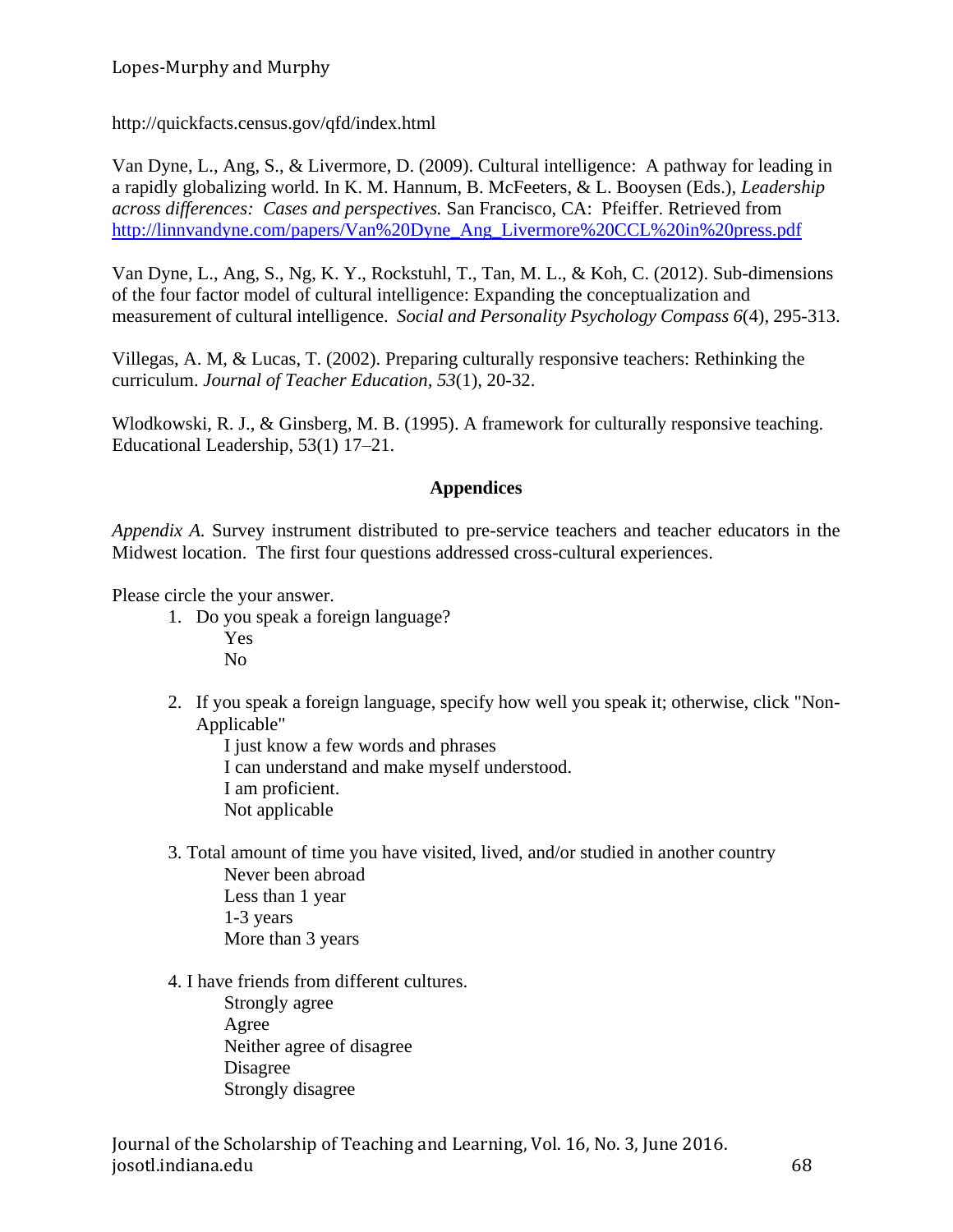http://quickfacts.census.gov/qfd/index.html

Van Dyne, L., Ang, S., & Livermore, D. (2009). Cultural intelligence: A pathway for leading in a rapidly globalizing world. In K. M. Hannum, B. McFeeters, & L. Booysen (Eds.), *Leadership across differences: Cases and perspectives.* San Francisco, CA: Pfeiffer. Retrieved from http://linnvandyne.com/papers/Van%20Dyne_Ang_Livermore%20CCL%20in%20press.pdf

Van Dyne, L., Ang, S., Ng, K. Y., Rockstuhl, T., Tan, M. L., & Koh, C. (2012). Sub-dimensions of the four factor model of cultural intelligence: Expanding the conceptualization and measurement of cultural intelligence. *Social and Personality Psychology Compass 6*(4), 295-313.

Villegas, A. M, & Lucas, T. (2002). Preparing culturally responsive teachers: Rethinking the curriculum. *Journal of Teacher Education*, *53*(1), 20-32.

Wlodkowski, R. J., & Ginsberg, M. B. (1995). A framework for culturally responsive teaching. Educational Leadership, 53(1) 17–21.

## Appendices

*Appendix A.* Survey instrument distributed to pre-service teachers and teacher educators in the Midwest location. The first four questions addressed cross-cultural experiences.

Please circle the your answer.

1. Do you speak a foreign language?
   - Yes
   - No

2. If you speak a foreign language, specify how well you speak it; otherwise, click "Non-Applicable"
   - I just know a few words and phrases
   - I can understand and make myself understood.
   - I am proficient.
   - Not applicable

3. Total amount of time you have visited, lived, and/or studied in another country
   - Never been abroad
   - Less than 1 year
   - 1-3 years
   - More than 3 years

4. I have friends from different cultures.
   - Strongly agree
   - Agree
   - Neither agree of disagree
   - Disagree
   - Strongly disagree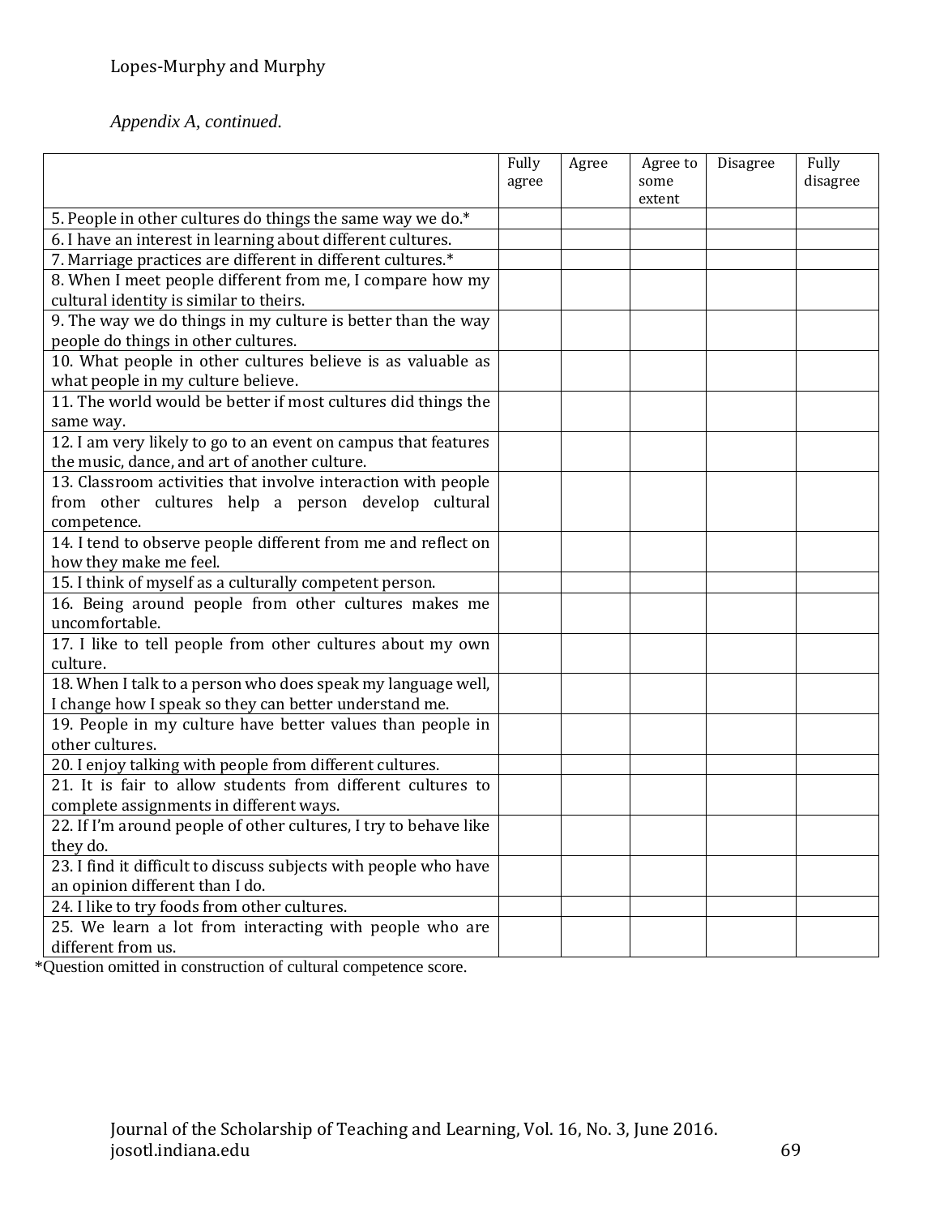*Appendix A, continued.*

| | Fully agree | Agree | Agree to some extent | Disagree | Fully disagree |
|---|---|---|---|---|---|
| 5. People in other cultures do things the same way we do.* | | | | | |
| 6. I have an interest in learning about different cultures. | | | | | |
| 7. Marriage practices are different in different cultures.* | | | | | |
| 8. When I meet people different from me, I compare how my cultural identity is similar to theirs. | | | | | |
| 9. The way we do things in my culture is better than the way people do things in other cultures. | | | | | |
| 10. What people in other cultures believe is as valuable as what people in my culture believe. | | | | | |
| 11. The world would be better if most cultures did things the same way. | | | | | |
| 12. I am very likely to go to an event on campus that features the music, dance, and art of another culture. | | | | | |
| 13. Classroom activities that involve interaction with people from other cultures help a person develop cultural competence. | | | | | |
| 14. I tend to observe people different from me and reflect on how they make me feel. | | | | | |
| 15. I think of myself as a culturally competent person. | | | | | |
| 16. Being around people from other cultures makes me uncomfortable. | | | | | |
| 17. I like to tell people from other cultures about my own culture. | | | | | |
| 18. When I talk to a person who does speak my language well, I change how I speak so they can better understand me. | | | | | |
| 19. People in my culture have better values than people in other cultures. | | | | | |
| 20. I enjoy talking with people from different cultures. | | | | | |
| 21. It is fair to allow students from different cultures to complete assignments in different ways. | | | | | |
| 22. If I'm around people of other cultures, I try to behave like they do. | | | | | |
| 23. I find it difficult to discuss subjects with people who have an opinion different than I do. | | | | | |
| 24. I like to try foods from other cultures. | | | | | |
| 25. We learn a lot from interacting with people who are different from us. | | | | | |

*Question omitted in construction of cultural competence score.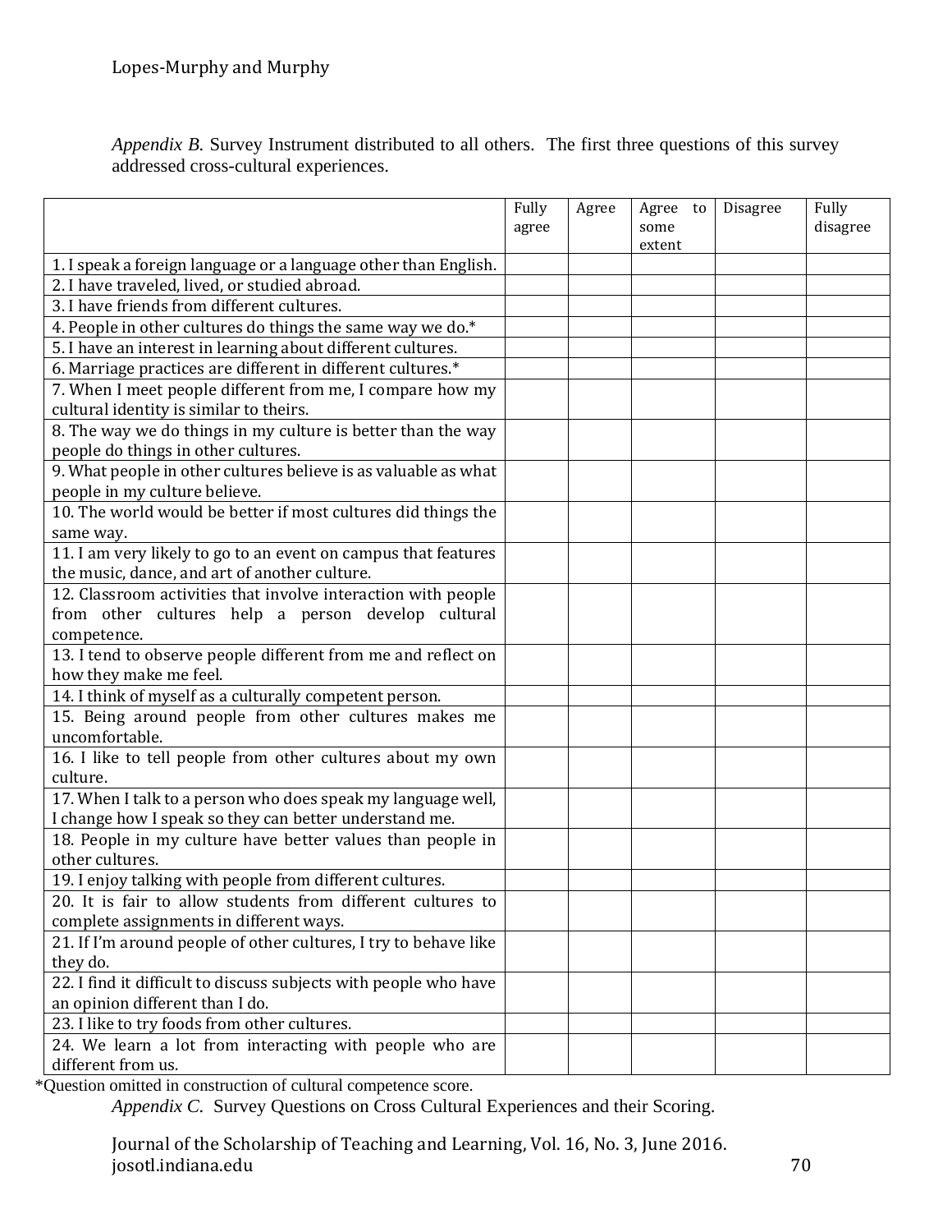*Appendix B.* Survey Instrument distributed to all others. The first three questions of this survey addressed cross-cultural experiences.

| | Fully agree | Agree | Agree to some extent | Disagree | Fully disagree |
|---|---|---|---|---|---|
| 1. I speak a foreign language or a language other than English. | | | | | |
| 2. I have traveled, lived, or studied abroad. | | | | | |
| 3. I have friends from different cultures. | | | | | |
| 4. People in other cultures do things the same way we do.* | | | | | |
| 5. I have an interest in learning about different cultures. | | | | | |
| 6. Marriage practices are different in different cultures.* | | | | | |
| 7. When I meet people different from me, I compare how my cultural identity is similar to theirs. | | | | | |
| 8. The way we do things in my culture is better than the way people do things in other cultures. | | | | | |
| 9. What people in other cultures believe is as valuable as what people in my culture believe. | | | | | |
| 10. The world would be better if most cultures did things the same way. | | | | | |
| 11. I am very likely to go to an event on campus that features the music, dance, and art of another culture. | | | | | |
| 12. Classroom activities that involve interaction with people from other cultures help a person develop cultural competence. | | | | | |
| 13. I tend to observe people different from me and reflect on how they make me feel. | | | | | |
| 14. I think of myself as a culturally competent person. | | | | | |
| 15. Being around people from other cultures makes me uncomfortable. | | | | | |
| 16. I like to tell people from other cultures about my own culture. | | | | | |
| 17. When I talk to a person who does speak my language well, I change how I speak so they can better understand me. | | | | | |
| 18. People in my culture have better values than people in other cultures. | | | | | |
| 19. I enjoy talking with people from different cultures. | | | | | |
| 20. It is fair to allow students from different cultures to complete assignments in different ways. | | | | | |
| 21. If I'm around people of other cultures, I try to behave like they do. | | | | | |
| 22. I find it difficult to discuss subjects with people who have an opinion different than I do. | | | | | |
| 23. I like to try foods from other cultures. | | | | | |
| 24. We learn a lot from interacting with people who are different from us. | | | | | |

*Question omitted in construction of cultural competence score.

*Appendix C.* Survey Questions on Cross Cultural Experiences and their Scoring.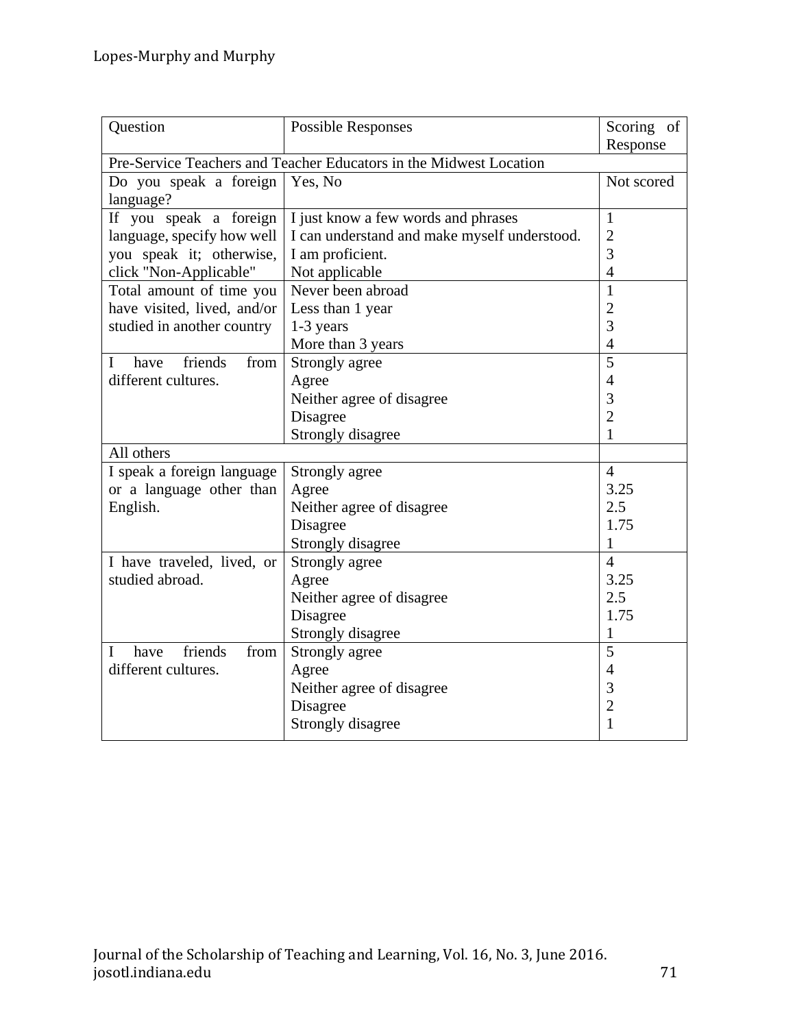| Question | Possible Responses | Scoring of Response |
|---|---|---|
| Pre-Service Teachers and Teacher Educators in the Midwest Location | | |
| Do you speak a foreign language? | Yes, No | Not scored |
| If you speak a foreign language, specify how well you speak it; otherwise, click "Non-Applicable" | I just know a few words and phrases<br>I can understand and make myself understood.<br>I am proficient.<br>Not applicable | 1<br>2<br>3<br>4 |
| Total amount of time you have visited, lived, and/or studied in another country | Never been abroad<br>Less than 1 year<br>1-3 years<br>More than 3 years | 1<br>2<br>3<br>4 |
| I have friends from different cultures. | Strongly agree<br>Agree<br>Neither agree of disagree<br>Disagree<br>Strongly disagree | 5<br>4<br>3<br>2<br>1 |
| All others | | |
| I speak a foreign language or a language other than English. | Strongly agree<br>Agree<br>Neither agree of disagree<br>Disagree<br>Strongly disagree | 4<br>3.25<br>2.5<br>1.75<br>1 |
| I have traveled, lived, or studied abroad. | Strongly agree<br>Agree<br>Neither agree of disagree<br>Disagree<br>Strongly disagree | 4<br>3.25<br>2.5<br>1.75<br>1 |
| I have friends from different cultures. | Strongly agree<br>Agree<br>Neither agree of disagree<br>Disagree<br>Strongly disagree | 5<br>4<br>3<br>2<br>1 |